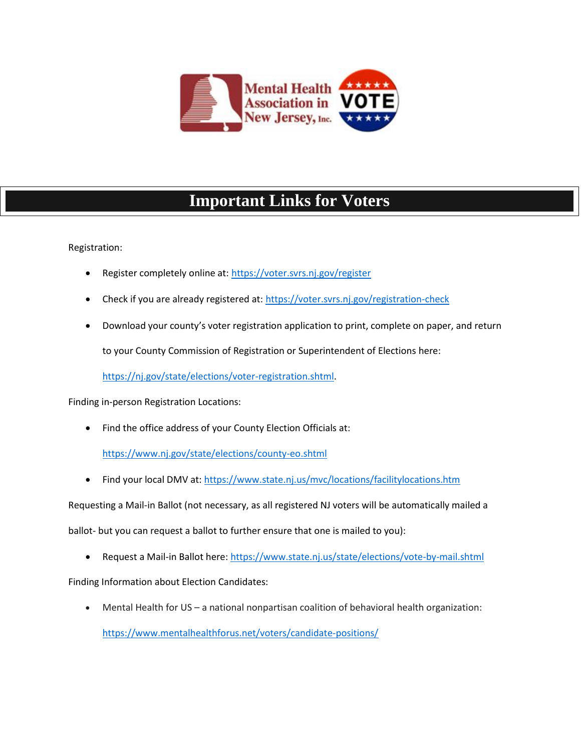# Important Links for Voters

Registration:

- Register completely online at: https://voter.svrs.nj.gov/register
- Check if you are already registered at: https://voter.svrs.nj.gov/registration-check
- Download your county's voter registration application to print, complete on paper, and return to your County Commission of Registration or Superintendent of Elections here: https://nj.gov/state/elections/voter-registration.shtml.

Finding in-person Registration Locations:

- Find the office address of your County Election Officials at: https://www.nj.gov/state/elections/county-eo.shtml
- Find your local DMV at: https://www.state.nj.us/mvc/locations/facilitylocations.htm

Requesting a Mail-in Ballot (not necessary, as all registered NJ voters will be automatically mailed a ballot- but you can request a ballot to further ensure that one is mailed to you):

- Request a Mail-in Ballot here: https://www.state.nj.us/state/elections/vote-by-mail.shtml

Finding Information about Election Candidates:

- Mental Health for US – a national nonpartisan coalition of behavioral health organization: https://www.mentalhealthforus.net/voters/candidate-positions/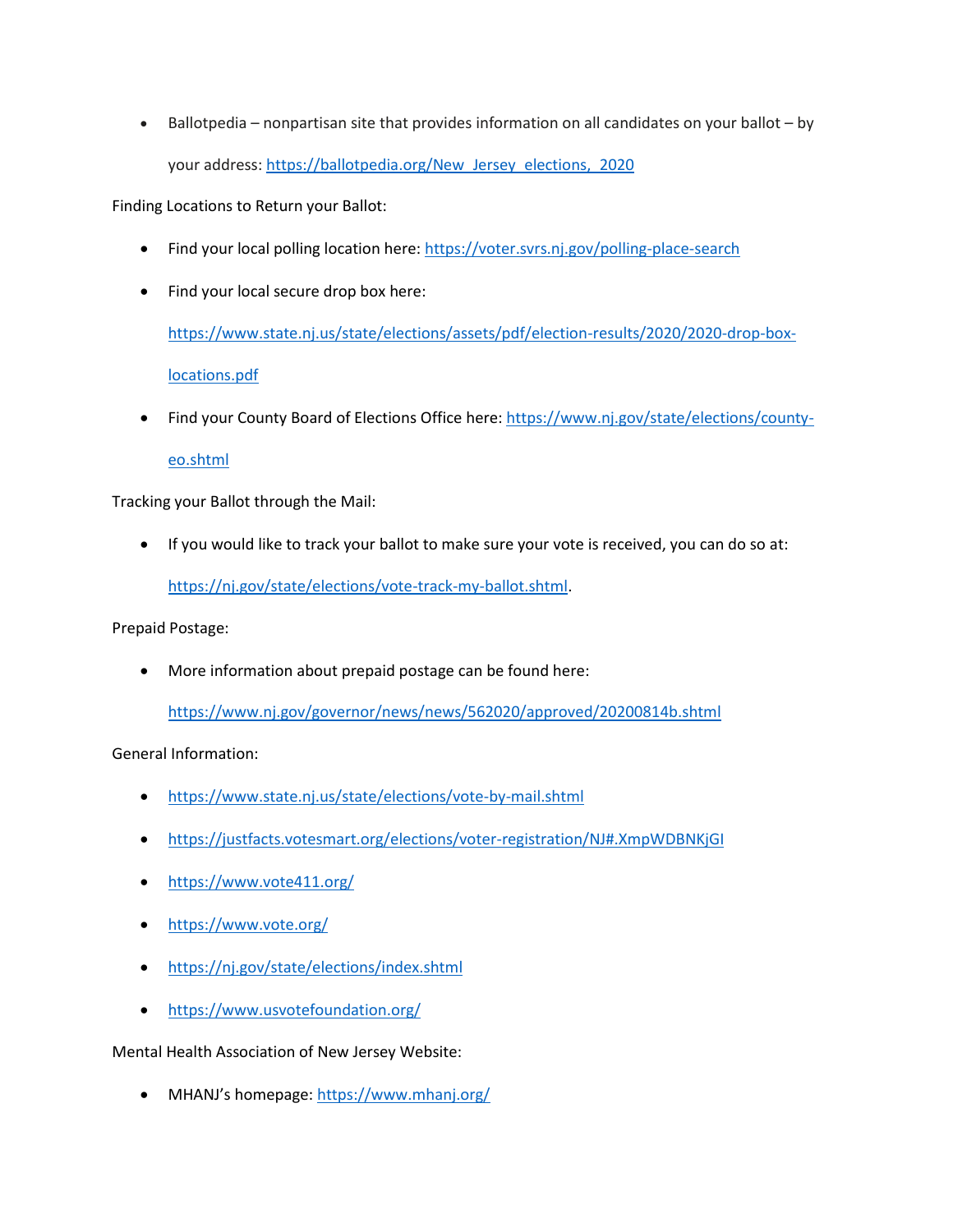- Ballotpedia – nonpartisan site that provides information on all candidates on your ballot – by your address: https://ballotpedia.org/New_Jersey_elections,_2020

Finding Locations to Return your Ballot:

- Find your local polling location here: https://voter.svrs.nj.gov/polling-place-search
- Find your local secure drop box here: https://www.state.nj.us/state/elections/assets/pdf/election-results/2020/2020-drop-box-locations.pdf
- Find your County Board of Elections Office here: https://www.nj.gov/state/elections/county-eo.shtml

Tracking your Ballot through the Mail:

- If you would like to track your ballot to make sure your vote is received, you can do so at: https://nj.gov/state/elections/vote-track-my-ballot.shtml.

Prepaid Postage:

- More information about prepaid postage can be found here: https://www.nj.gov/governor/news/news/562020/approved/20200814b.shtml

General Information:

- https://www.state.nj.us/state/elections/vote-by-mail.shtml
- https://justfacts.votesmart.org/elections/voter-registration/NJ#.XmpWDBNKjGI
- https://www.vote411.org/
- https://www.vote.org/
- https://nj.gov/state/elections/index.shtml
- https://www.usvotefoundation.org/

Mental Health Association of New Jersey Website:

- MHANJ's homepage: https://www.mhanj.org/